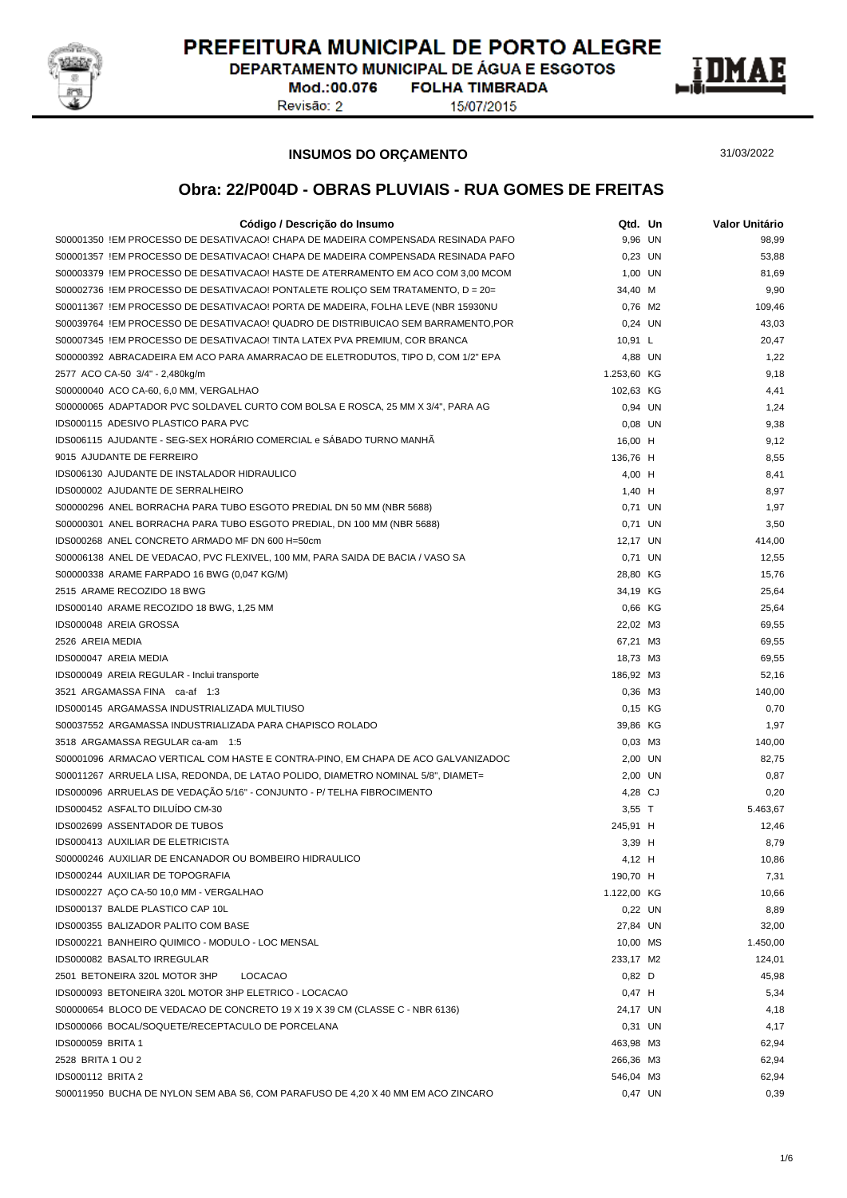# PREFEITURA MUNICIPAL DE PORTO ALEGRE

DEPARTAMENTO MUNICIPAL DE ÁGUA E ESGOTOS

Mod.:00.076 FOLHA TIMBRADA

Revisão: 2 15/07/2015

**INSUMOS DO ORÇAMENTO** 31/03/2022

## Obra: 22/P004D - OBRAS PLUVIAIS - RUA GOMES DE FREITAS

| Código / Descrição do Insumo | Qtd. | Un | Valor Unitário |
|---|---|---|---|
| S00001350 !EM PROCESSO DE DESATIVACAO! CHAPA DE MADEIRA COMPENSADA RESINADA PAFO | 9,96 | UN | 98,99 |
| S00001357 !EM PROCESSO DE DESATIVACAO! CHAPA DE MADEIRA COMPENSADA RESINADA PAFO | 0,23 | UN | 53,88 |
| S00003379 !EM PROCESSO DE DESATIVACAO! HASTE DE ATERRAMENTO EM ACO COM 3,00 MCOM | 1,00 | UN | 81,69 |
| S00002736 !EM PROCESSO DE DESATIVACAO! PONTALETE ROLIÇO SEM TRATAMENTO, D = 20= | 34,40 | M | 9,90 |
| S00011367 !EM PROCESSO DE DESATIVACAO! PORTA DE MADEIRA, FOLHA LEVE (NBR 15930NU | 0,76 | M2 | 109,46 |
| S00039764 !EM PROCESSO DE DESATIVACAO! QUADRO DE DISTRIBUICAO SEM BARRAMENTO,POR | 0,24 | UN | 43,03 |
| S00007345 !EM PROCESSO DE DESATIVACAO! TINTA LATEX PVA PREMIUM, COR BRANCA | 10,91 | L | 20,47 |
| S00000392 ABRACADEIRA EM ACO PARA AMARRACAO DE ELETRODUTOS, TIPO D, COM 1/2" EPA | 4,88 | UN | 1,22 |
| 2577 ACO CA-50 3/4" - 2,480kg/m | 1.253,60 | KG | 9,18 |
| S00000040 ACO CA-60, 6,0 MM, VERGALHAO | 102,63 | KG | 4,41 |
| S00000065 ADAPTADOR PVC SOLDAVEL CURTO COM BOLSA E ROSCA, 25 MM X 3/4", PARA AG | 0,94 | UN | 1,24 |
| IDS000115 ADESIVO PLASTICO PARA PVC | 0,08 | UN | 9,38 |
| IDS006115 AJUDANTE - SEG-SEX HORÁRIO COMERCIAL e SÁBADO TURNO MANHÃ | 16,00 | H | 9,12 |
| 9015 AJUDANTE DE FERREIRO | 136,76 | H | 8,55 |
| IDS006130 AJUDANTE DE INSTALADOR HIDRAULICO | 4,00 | H | 8,41 |
| IDS000002 AJUDANTE DE SERRALHEIRO | 1,40 | H | 8,97 |
| S00000296 ANEL BORRACHA PARA TUBO ESGOTO PREDIAL DN 50 MM (NBR 5688) | 0,71 | UN | 1,97 |
| S00000301 ANEL BORRACHA PARA TUBO ESGOTO PREDIAL, DN 100 MM (NBR 5688) | 0,71 | UN | 3,50 |
| IDS000268 ANEL CONCRETO ARMADO MF DN 600 H=50cm | 12,17 | UN | 414,00 |
| S00006138 ANEL DE VEDACAO, PVC FLEXIVEL, 100 MM, PARA SAIDA DE BACIA / VASO SA | 0,71 | UN | 12,55 |
| S00000338 ARAME FARPADO 16 BWG (0,047 KG/M) | 28,80 | KG | 15,76 |
| 2515 ARAME RECOZIDO 18 BWG | 34,19 | KG | 25,64 |
| IDS000140 ARAME RECOZIDO 18 BWG, 1,25 MM | 0,66 | KG | 25,64 |
| IDS000048 AREIA GROSSA | 22,02 | M3 | 69,55 |
| 2526 AREIA MEDIA | 67,21 | M3 | 69,55 |
| IDS000047 AREIA MEDIA | 18,73 | M3 | 69,55 |
| IDS000049 AREIA REGULAR - Inclui transporte | 186,92 | M3 | 52,16 |
| 3521 ARGAMASSA FINA ca-af 1:3 | 0,36 | M3 | 140,00 |
| IDS000145 ARGAMASSA INDUSTRIALIZADA MULTIUSO | 0,15 | KG | 0,70 |
| S00037552 ARGAMASSA INDUSTRIALIZADA PARA CHAPISCO ROLADO | 39,86 | KG | 1,97 |
| 3518 ARGAMASSA REGULAR ca-am 1:5 | 0,03 | M3 | 140,00 |
| S00001096 ARMACAO VERTICAL COM HASTE E CONTRA-PINO, EM CHAPA DE ACO GALVANIZADOC | 2,00 | UN | 82,75 |
| S00011267 ARRUELA LISA, REDONDA, DE LATAO POLIDO, DIAMETRO NOMINAL 5/8", DIAMET= | 2,00 | UN | 0,87 |
| IDS000096 ARRUELAS DE VEDAÇÃO 5/16" - CONJUNTO - P/ TELHA FIBROCIMENTO | 4,28 | CJ | 0,20 |
| IDS000452 ASFALTO DILUÍDO CM-30 | 3,55 | T | 5.463,67 |
| IDS002699 ASSENTADOR DE TUBOS | 245,91 | H | 12,46 |
| IDS000413 AUXILIAR DE ELETRICISTA | 3,39 | H | 8,79 |
| S00000246 AUXILIAR DE ENCANADOR OU BOMBEIRO HIDRAULICO | 4,12 | H | 10,86 |
| IDS000244 AUXILIAR DE TOPOGRAFIA | 190,70 | H | 7,31 |
| IDS000227 AÇO CA-50 10,0 MM - VERGALHAO | 1.122,00 | KG | 10,66 |
| IDS000137 BALDE PLASTICO CAP 10L | 0,22 | UN | 8,89 |
| IDS000355 BALIZADOR PALITO COM BASE | 27,84 | UN | 32,00 |
| IDS000221 BANHEIRO QUIMICO - MODULO - LOC MENSAL | 10,00 | MS | 1.450,00 |
| IDS000082 BASALTO IRREGULAR | 233,17 | M2 | 124,01 |
| 2501 BETONEIRA 320L MOTOR 3HP LOCACAO | 0,82 | D | 45,98 |
| IDS000093 BETONEIRA 320L MOTOR 3HP ELETRICO - LOCACAO | 0,47 | H | 5,34 |
| S00000654 BLOCO DE VEDACAO DE CONCRETO 19 X 19 X 39 CM (CLASSE C - NBR 6136) | 24,17 | UN | 4,18 |
| IDS000066 BOCAL/SOQUETE/RECEPTACULO DE PORCELANA | 0,31 | UN | 4,17 |
| IDS000059 BRITA 1 | 463,98 | M3 | 62,94 |
| 2528 BRITA 1 OU 2 | 266,36 | M3 | 62,94 |
| IDS000112 BRITA 2 | 546,04 | M3 | 62,94 |
| S00011950 BUCHA DE NYLON SEM ABA S6, COM PARAFUSO DE 4,20 X 40 MM EM ACO ZINCARO | 0,47 | UN | 0,39 |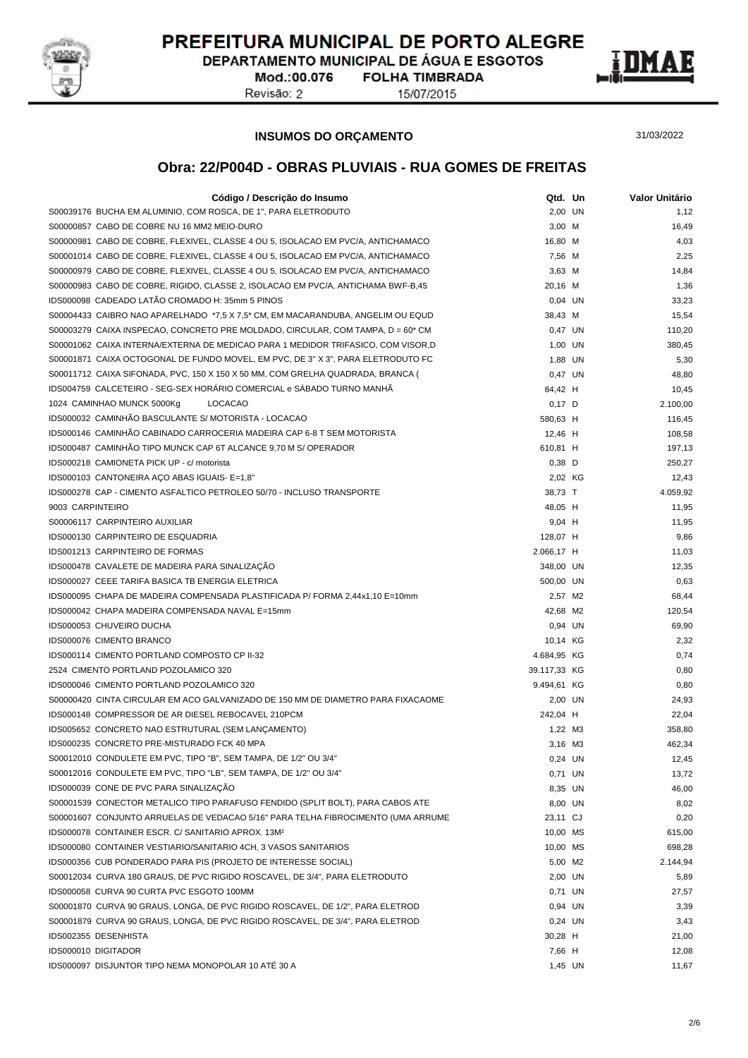# PREFEITURA MUNICIPAL DE PORTO ALEGRE

DEPARTAMENTO MUNICIPAL DE ÁGUA E ESGOTOS

Mod.:00.076 FOLHA TIMBRADA

Revisão: 2 15/07/2015

**INSUMOS DO ORÇAMENTO** 31/03/2022

## Obra: 22/P004D - OBRAS PLUVIAIS - RUA GOMES DE FREITAS

| Código / Descrição do Insumo | Qtd. | Un | Valor Unitário |
|---|---|---|---|
| S00039176 BUCHA EM ALUMINIO, COM ROSCA, DE 1", PARA ELETRODUTO | 2,00 | UN | 1,12 |
| S00000857 CABO DE COBRE NU 16 MM2 MEIO-DURO | 3,00 | M | 16,49 |
| S00000981 CABO DE COBRE, FLEXIVEL, CLASSE 4 OU 5, ISOLACAO EM PVC/A, ANTICHAMACO | 16,80 | M | 4,03 |
| S00001014 CABO DE COBRE, FLEXIVEL, CLASSE 4 OU 5, ISOLACAO EM PVC/A, ANTICHAMACO | 7,56 | M | 2,25 |
| S00000979 CABO DE COBRE, FLEXIVEL, CLASSE 4 OU 5, ISOLACAO EM PVC/A, ANTICHAMACO | 3,63 | M | 14,84 |
| S00000983 CABO DE COBRE, RIGIDO, CLASSE 2, ISOLACAO EM PVC/A, ANTICHAMA BWF-B,45 | 20,16 | M | 1,36 |
| IDS000098 CADEADO LATÃO CROMADO H: 35mm 5 PINOS | 0,04 | UN | 33,23 |
| S00004433 CAIBRO NAO APARELHADO *7,5 X 7,5* CM, EM MACARANDUBA, ANGELIM OU EQUD | 38,43 | M | 15,54 |
| S00003279 CAIXA INSPECAO, CONCRETO PRE MOLDADO, CIRCULAR, COM TAMPA, D = 60* CM | 0,47 | UN | 110,20 |
| S00001062 CAIXA INTERNA/EXTERNA DE MEDICAO PARA 1 MEDIDOR TRIFASICO, COM VISOR,D | 1,00 | UN | 380,45 |
| S00001871 CAIXA OCTOGONAL DE FUNDO MOVEL, EM PVC, DE 3" X 3", PARA ELETRODUTO FC | 1,88 | UN | 5,30 |
| S00011712 CAIXA SIFONADA, PVC, 150 X 150 X 50 MM, COM GRELHA QUADRADA, BRANCA ( | 0,47 | UN | 48,80 |
| IDS004759 CALCETEIRO - SEG-SEX HORÁRIO COMERCIAL e SÁBADO TURNO MANHÃ | 84,42 | H | 10,45 |
| 1024 CAMINHAO MUNCK 5000Kg LOCACAO | 0,17 | D | 2.100,00 |
| IDS000032 CAMINHÃO BASCULANTE S/ MOTORISTA - LOCACAO | 580,63 | H | 116,45 |
| IDS000146 CAMINHÃO CABINADO CARROCERIA MADEIRA CAP 6-8 T SEM MOTORISTA | 12,46 | H | 108,58 |
| IDS000487 CAMINHÃO TIPO MUNCK CAP 6T ALCANCE 9,70 M S/ OPERADOR | 610,81 | H | 197,13 |
| IDS000218 CAMIONETA PICK UP - c/ motorista | 0,38 | D | 250,27 |
| IDS000103 CANTONEIRA AÇO ABAS IGUAIS- E=1,8" | 2,02 | KG | 12,43 |
| IDS000278 CAP - CIMENTO ASFALTICO PETROLEO 50/70 - INCLUSO TRANSPORTE | 38,73 | T | 4.059,92 |
| 9003 CARPINTEIRO | 48,05 | H | 11,95 |
| S00006117 CARPINTEIRO AUXILIAR | 9,04 | H | 11,95 |
| IDS000130 CARPINTEIRO DE ESQUADRIA | 128,07 | H | 9,86 |
| IDS001213 CARPINTEIRO DE FORMAS | 2.066,17 | H | 11,03 |
| IDS000478 CAVALETE DE MADEIRA PARA SINALIZAÇÃO | 348,00 | UN | 12,35 |
| IDS000027 CEEE TARIFA BASICA TB ENERGIA ELETRICA | 500,00 | UN | 0,63 |
| IDS000095 CHAPA DE MADEIRA COMPENSADA PLASTIFICADA P/ FORMA 2,44x1,10 E=10mm | 2,57 | M2 | 68,44 |
| IDS000042 CHAPA MADEIRA COMPENSADA NAVAL E=15mm | 42,68 | M2 | 120,54 |
| IDS000053 CHUVEIRO DUCHA | 0,94 | UN | 69,90 |
| IDS000076 CIMENTO BRANCO | 10,14 | KG | 2,32 |
| IDS000114 CIMENTO PORTLAND COMPOSTO CP II-32 | 4.684,95 | KG | 0,74 |
| 2524 CIMENTO PORTLAND POZOLAMICO 320 | 39.117,33 | KG | 0,80 |
| IDS000046 CIMENTO PORTLAND POZOLAMICO 320 | 9.494,61 | KG | 0,80 |
| S00000420 CINTA CIRCULAR EM ACO GALVANIZADO DE 150 MM DE DIAMETRO PARA FIXACAOME | 2,00 | UN | 24,93 |
| IDS000148 COMPRESSOR DE AR DIESEL REBOCAVEL 210PCM | 242,04 | H | 22,04 |
| IDS005652 CONCRETO NAO ESTRUTURAL (SEM LANÇAMENTO) | 1,22 | M3 | 358,80 |
| IDS000235 CONCRETO PRE-MISTURADO FCK 40 MPA | 3,16 | M3 | 462,34 |
| S00012010 CONDULETE EM PVC, TIPO "B", SEM TAMPA, DE 1/2" OU 3/4" | 0,24 | UN | 12,45 |
| S00012016 CONDULETE EM PVC, TIPO "LB", SEM TAMPA, DE 1/2" OU 3/4" | 0,71 | UN | 13,72 |
| IDS000039 CONE DE PVC PARA SINALIZAÇÃO | 8,35 | UN | 46,00 |
| S00001539 CONECTOR METALICO TIPO PARAFUSO FENDIDO (SPLIT BOLT), PARA CABOS ATE | 8,00 | UN | 8,02 |
| S00001607 CONJUNTO ARRUELAS DE VEDACAO 5/16" PARA TELHA FIBROCIMENTO (UMA ARRUME | 23,11 | CJ | 0,20 |
| IDS000078 CONTAINER ESCR. C/ SANITARIO APROX. 13M² | 10,00 | MS | 615,00 |
| IDS000080 CONTAINER VESTIARIO/SANITARIO 4CH, 3 VASOS SANITARIOS | 10,00 | MS | 698,28 |
| IDS000356 CUB PONDERADO PARA PIS (PROJETO DE INTERESSE SOCIAL) | 5,00 | M2 | 2.144,94 |
| S00012034 CURVA 180 GRAUS, DE PVC RIGIDO ROSCAVEL, DE 3/4", PARA ELETRODUTO | 2,00 | UN | 5,89 |
| IDS000058 CURVA 90 CURTA PVC ESGOTO 100MM | 0,71 | UN | 27,57 |
| S00001870 CURVA 90 GRAUS, LONGA, DE PVC RIGIDO ROSCAVEL, DE 1/2", PARA ELETROD | 0,94 | UN | 3,39 |
| S00001879 CURVA 90 GRAUS, LONGA, DE PVC RIGIDO ROSCAVEL, DE 3/4", PARA ELETROD | 0,24 | UN | 3,43 |
| IDS002355 DESENHISTA | 30,28 | H | 21,00 |
| IDS000010 DIGITADOR | 7,66 | H | 12,08 |
| IDS000097 DISJUNTOR TIPO NEMA MONOPOLAR 10 ATÉ 30 A | 1,45 | UN | 11,67 |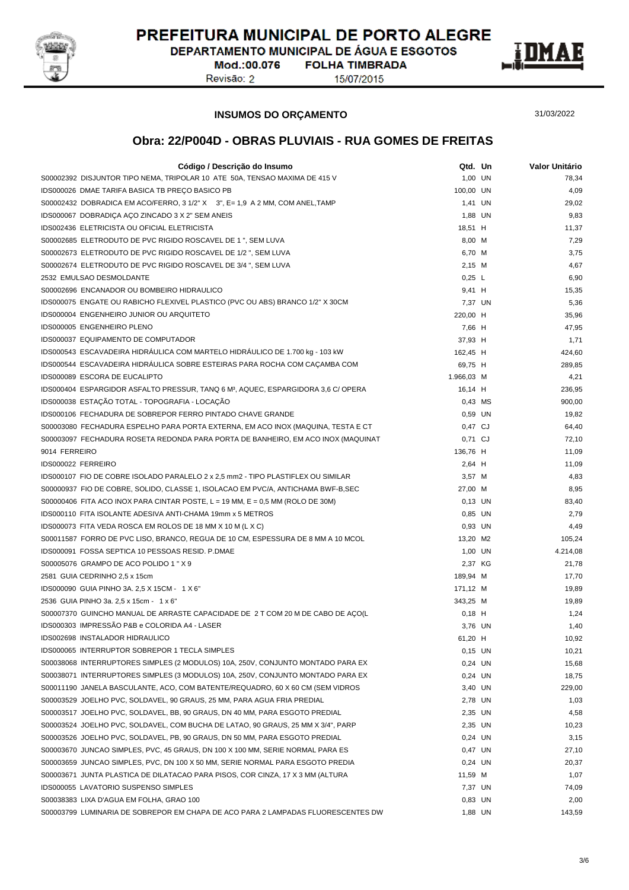# PREFEITURA MUNICIPAL DE PORTO ALEGRE

DEPARTAMENTO MUNICIPAL DE ÁGUA E ESGOTOS

Mod.:00.076 FOLHA TIMBRADA

Revisão: 2 15/07/2015

**INSUMOS DO ORÇAMENTO**

31/03/2022

## Obra: 22/P004D - OBRAS PLUVIAIS - RUA GOMES DE FREITAS

| Código / Descrição do Insumo | Qtd. | Un | Valor Unitário |
|---|---|---|---|
| S00002392 DISJUNTOR TIPO NEMA, TRIPOLAR 10 ATE 50A, TENSAO MAXIMA DE 415 V | 1,00 | UN | 78,34 |
| IDS000026 DMAE TARIFA BASICA TB PREÇO BASICO PB | 100,00 | UN | 4,09 |
| S00002432 DOBRADICA EM ACO/FERRO, 3 1/2" X 3", E= 1,9 A 2 MM, COM ANEL,TAMP | 1,41 | UN | 29,02 |
| IDS000067 DOBRADIÇA AÇO ZINCADO 3 X 2" SEM ANEIS | 1,88 | UN | 9,83 |
| IDS002436 ELETRICISTA OU OFICIAL ELETRICISTA | 18,51 | H | 11,37 |
| S00002685 ELETRODUTO DE PVC RIGIDO ROSCAVEL DE 1 ", SEM LUVA | 8,00 | M | 7,29 |
| S00002673 ELETRODUTO DE PVC RIGIDO ROSCAVEL DE 1/2 ", SEM LUVA | 6,70 | M | 3,75 |
| S00002674 ELETRODUTO DE PVC RIGIDO ROSCAVEL DE 3/4 ", SEM LUVA | 2,15 | M | 4,67 |
| 2532 EMULSAO DESMOLDANTE | 0,25 | L | 6,90 |
| S00002696 ENCANADOR OU BOMBEIRO HIDRAULICO | 9,41 | H | 15,35 |
| IDS000075 ENGATE OU RABICHO FLEXIVEL PLASTICO (PVC OU ABS) BRANCO 1/2" X 30CM | 7,37 | UN | 5,36 |
| IDS000004 ENGENHEIRO JUNIOR OU ARQUITETO | 220,00 | H | 35,96 |
| IDS000005 ENGENHEIRO PLENO | 7,66 | H | 47,95 |
| IDS000037 EQUIPAMENTO DE COMPUTADOR | 37,93 | H | 1,71 |
| IDS000543 ESCAVADEIRA HIDRÁULICA COM MARTELO HIDRÁULICO DE 1.700 kg - 103 kW | 162,45 | H | 424,60 |
| IDS000544 ESCAVADEIRA HIDRÁULICA SOBRE ESTEIRAS PARA ROCHA COM CAÇAMBA COM | 69,75 | H | 289,85 |
| IDS000089 ESCORA DE EUCALIPTO | 1.966,03 | M | 4,21 |
| IDS000404 ESPARGIDOR ASFALTO PRESSUR, TANQ 6 M³, AQUEC, ESPARGIDORA 3,6 C/ OPERA | 16,14 | H | 236,95 |
| IDS000038 ESTAÇÃO TOTAL - TOPOGRAFIA - LOCAÇÃO | 0,43 | MS | 900,00 |
| IDS000106 FECHADURA DE SOBREPOR FERRO PINTADO CHAVE GRANDE | 0,59 | UN | 19,82 |
| S00003080 FECHADURA ESPELHO PARA PORTA EXTERNA, EM ACO INOX (MAQUINA, TESTA E CT | 0,47 | CJ | 64,40 |
| S00003097 FECHADURA ROSETA REDONDA PARA PORTA DE BANHEIRO, EM ACO INOX (MAQUINAT | 0,71 | CJ | 72,10 |
| 9014 FERREIRO | 136,76 | H | 11,09 |
| IDS000022 FERREIRO | 2,64 | H | 11,09 |
| IDS000107 FIO DE COBRE ISOLADO PARALELO 2 x 2,5 mm2 - TIPO PLASTIFLEX OU SIMILAR | 3,57 | M | 4,83 |
| S00000937 FIO DE COBRE, SOLIDO, CLASSE 1, ISOLACAO EM PVC/A, ANTICHAMA BWF-B,SEC | 27,00 | M | 8,95 |
| S00000406 FITA ACO INOX PARA CINTAR POSTE, L = 19 MM, E = 0,5 MM (ROLO DE 30M) | 0,13 | UN | 83,40 |
| IDS000110 FITA ISOLANTE ADESIVA ANTI-CHAMA 19mm x 5 METROS | 0,85 | UN | 2,79 |
| IDS000073 FITA VEDA ROSCA EM ROLOS DE 18 MM X 10 M (L X C) | 0,93 | UN | 4,49 |
| S00011587 FORRO DE PVC LISO, BRANCO, REGUA DE 10 CM, ESPESSURA DE 8 MM A 10 MCOL | 13,20 | M2 | 105,24 |
| IDS000091 FOSSA SEPTICA 10 PESSOAS RESID. P.DMAE | 1,00 | UN | 4.214,08 |
| S00005076 GRAMPO DE ACO POLIDO 1 " X 9 | 2,37 | KG | 21,78 |
| 2581 GUIA CEDRINHO 2,5 x 15cm | 189,94 | M | 17,70 |
| IDS000090 GUIA PINHO 3A. 2,5 X 15CM - 1 X 6" | 171,12 | M | 19,89 |
| 2536 GUIA PINHO 3a. 2,5 x 15cm - 1 x 6" | 343,25 | M | 19,89 |
| S00007370 GUINCHO MANUAL DE ARRASTE CAPACIDADE DE 2 T COM 20 M DE CABO DE AÇO(L | 0,18 | H | 1,24 |
| IDS000303 IMPRESSÃO P&B e COLORIDA A4 - LASER | 3,76 | UN | 1,40 |
| IDS002698 INSTALADOR HIDRAULICO | 61,20 | H | 10,92 |
| IDS000065 INTERRUPTOR SOBREPOR 1 TECLA SIMPLES | 0,15 | UN | 10,21 |
| S00038068 INTERRUPTORES SIMPLES (2 MODULOS) 10A, 250V, CONJUNTO MONTADO PARA EX | 0,24 | UN | 15,68 |
| S00038071 INTERRUPTORES SIMPLES (3 MODULOS) 10A, 250V, CONJUNTO MONTADO PARA EX | 0,24 | UN | 18,75 |
| S00011190 JANELA BASCULANTE, ACO, COM BATENTE/REQUADRO, 60 X 60 CM (SEM VIDROS | 3,40 | UN | 229,00 |
| S00003529 JOELHO PVC, SOLDAVEL, 90 GRAUS, 25 MM, PARA AGUA FRIA PREDIAL | 2,78 | UN | 1,03 |
| S00003517 JOELHO PVC, SOLDAVEL, BB, 90 GRAUS, DN 40 MM, PARA ESGOTO PREDIAL | 2,35 | UN | 4,58 |
| S00003524 JOELHO PVC, SOLDAVEL, COM BUCHA DE LATAO, 90 GRAUS, 25 MM X 3/4", PARP | 2,35 | UN | 10,23 |
| S00003526 JOELHO PVC, SOLDAVEL, PB, 90 GRAUS, DN 50 MM, PARA ESGOTO PREDIAL | 0,24 | UN | 3,15 |
| S00003670 JUNCAO SIMPLES, PVC, 45 GRAUS, DN 100 X 100 MM, SERIE NORMAL PARA ES | 0,47 | UN | 27,10 |
| S00003659 JUNCAO SIMPLES, PVC, DN 100 X 50 MM, SERIE NORMAL PARA ESGOTO PREDIA | 0,24 | UN | 20,37 |
| S00003671 JUNTA PLASTICA DE DILATACAO PARA PISOS, COR CINZA, 17 X 3 MM (ALTURA | 11,59 | M | 1,07 |
| IDS000055 LAVATORIO SUSPENSO SIMPLES | 7,37 | UN | 74,09 |
| S00038383 LIXA D'AGUA EM FOLHA, GRAO 100 | 0,83 | UN | 2,00 |
| S00003799 LUMINARIA DE SOBREPOR EM CHAPA DE ACO PARA 2 LAMPADAS FLUORESCENTES DW | 1,88 | UN | 143,59 |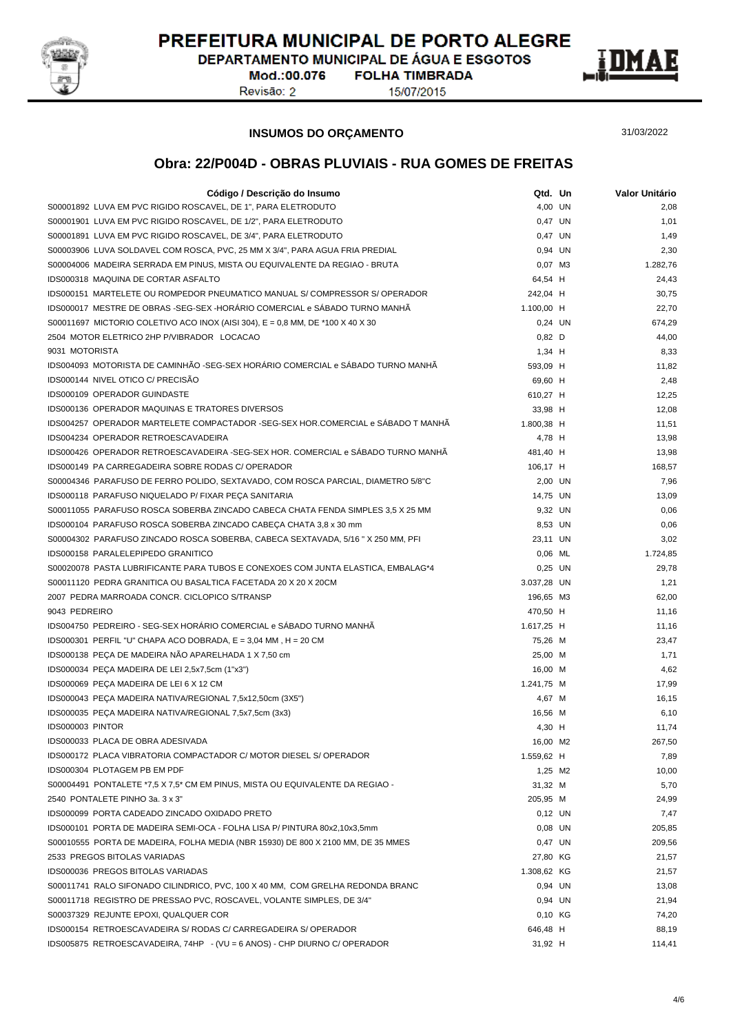# PREFEITURA MUNICIPAL DE PORTO ALEGRE

DEPARTAMENTO MUNICIPAL DE ÁGUA E ESGOTOS

Mod.:00.076 FOLHA TIMBRADA

Revisão: 2 15/07/2015

**INSUMOS DO ORÇAMENTO** 31/03/2022

## Obra: 22/P004D - OBRAS PLUVIAIS - RUA GOMES DE FREITAS

| Código / Descrição do Insumo | Qtd. | Un | Valor Unitário |
|---|---|---|---|
| S00001892 LUVA EM PVC RIGIDO ROSCAVEL, DE 1", PARA ELETRODUTO | 4,00 | UN | 2,08 |
| S00001901 LUVA EM PVC RIGIDO ROSCAVEL, DE 1/2", PARA ELETRODUTO | 0,47 | UN | 1,01 |
| S00001891 LUVA EM PVC RIGIDO ROSCAVEL, DE 3/4", PARA ELETRODUTO | 0,47 | UN | 1,49 |
| S00003906 LUVA SOLDAVEL COM ROSCA, PVC, 25 MM X 3/4", PARA AGUA FRIA PREDIAL | 0,94 | UN | 2,30 |
| S00004006 MADEIRA SERRADA EM PINUS, MISTA OU EQUIVALENTE DA REGIAO - BRUTA | 0,07 | M3 | 1.282,76 |
| IDS000318 MAQUINA DE CORTAR ASFALTO | 64,54 | H | 24,43 |
| IDS000151 MARTELETE OU ROMPEDOR PNEUMATICO MANUAL S/ COMPRESSOR S/ OPERADOR | 242,04 | H | 30,75 |
| IDS000017 MESTRE DE OBRAS -SEG-SEX -HORÁRIO COMERCIAL e SÁBADO TURNO MANHÃ | 1.100,00 | H | 22,70 |
| S00011697 MICTORIO COLETIVO ACO INOX (AISI 304), E = 0,8 MM, DE *100 X 40 X 30 | 0,24 | UN | 674,29 |
| 2504 MOTOR ELETRICO 2HP P/VIBRADOR LOCACAO | 0,82 | D | 44,00 |
| 9031 MOTORISTA | 1,34 | H | 8,33 |
| IDS004093 MOTORISTA DE CAMINHÃO -SEG-SEX HORÁRIO COMERCIAL e SÁBADO TURNO MANHÃ | 593,09 | H | 11,82 |
| IDS000144 NIVEL OTICO C/ PRECISÃO | 69,60 | H | 2,48 |
| IDS000109 OPERADOR GUINDASTE | 610,27 | H | 12,25 |
| IDS000136 OPERADOR MAQUINAS E TRATORES DIVERSOS | 33,98 | H | 12,08 |
| IDS004257 OPERADOR MARTELETE COMPACTADOR -SEG-SEX HOR.COMERCIAL e SÁBADO T MANHÃ | 1.800,38 | H | 11,51 |
| IDS004234 OPERADOR RETROESCAVADEIRA | 4,78 | H | 13,98 |
| IDS000426 OPERADOR RETROESCAVADEIRA -SEG-SEX HOR. COMERCIAL e SÁBADO TURNO MANHÃ | 481,40 | H | 13,98 |
| IDS000149 PA CARREGADEIRA SOBRE RODAS C/ OPERADOR | 106,17 | H | 168,57 |
| S00004346 PARAFUSO DE FERRO POLIDO, SEXTAVADO, COM ROSCA PARCIAL, DIAMETRO 5/8"C | 2,00 | UN | 7,96 |
| IDS000118 PARAFUSO NIQUELADO P/ FIXAR PEÇA SANITARIA | 14,75 | UN | 13,09 |
| S00011055 PARAFUSO ROSCA SOBERBA ZINCADO CABECA CHATA FENDA SIMPLES 3,5 X 25 MM | 9,32 | UN | 0,06 |
| IDS000104 PARAFUSO ROSCA SOBERBA ZINCADO CABEÇA CHATA 3,8 x 30 mm | 8,53 | UN | 0,06 |
| S00004302 PARAFUSO ZINCADO ROSCA SOBERBA, CABECA SEXTAVADA, 5/16 " X 250 MM, PFI | 23,11 | UN | 3,02 |
| IDS000158 PARALELEPIPEDO GRANITICO | 0,06 | ML | 1.724,85 |
| S00020078 PASTA LUBRIFICANTE PARA TUBOS E CONEXOES COM JUNTA ELASTICA, EMBALAG*4 | 0,25 | UN | 29,78 |
| S00011120 PEDRA GRANITICA OU BASALTICA FACETADA 20 X 20 X 20CM | 3.037,28 | UN | 1,21 |
| 2007 PEDRA MARROADA CONCR. CICLOPICO S/TRANSP | 196,65 | M3 | 62,00 |
| 9043 PEDREIRO | 470,50 | H | 11,16 |
| IDS004750 PEDREIRO - SEG-SEX HORÁRIO COMERCIAL e SÁBADO TURNO MANHÃ | 1.617,25 | H | 11,16 |
| IDS000301 PERFIL "U" CHAPA ACO DOBRADA, E = 3,04 MM , H = 20 CM | 75,26 | M | 23,47 |
| IDS000138 PEÇA DE MADEIRA NÃO APARELHADA 1 X 7,50 cm | 25,00 | M | 1,71 |
| IDS000034 PEÇA MADEIRA DE LEI 2,5x7,5cm (1"x3") | 16,00 | M | 4,62 |
| IDS000069 PEÇA MADEIRA DE LEI 6 X 12 CM | 1.241,75 | M | 17,99 |
| IDS000043 PEÇA MADEIRA NATIVA/REGIONAL 7,5x12,50cm (3X5") | 4,67 | M | 16,15 |
| IDS000035 PEÇA MADEIRA NATIVA/REGIONAL 7,5x7,5cm (3x3) | 16,56 | M | 6,10 |
| IDS000003 PINTOR | 4,30 | H | 11,74 |
| IDS000033 PLACA DE OBRA ADESIVADA | 16,00 | M2 | 267,50 |
| IDS000172 PLACA VIBRATORIA COMPACTADOR C/ MOTOR DIESEL S/ OPERADOR | 1.559,62 | H | 7,89 |
| IDS000304 PLOTAGEM PB EM PDF | 1,25 | M2 | 10,00 |
| S00004491 PONTALETE *7,5 X 7,5* CM EM PINUS, MISTA OU EQUIVALENTE DA REGIAO - | 31,32 | M | 5,70 |
| 2540 PONTALETE PINHO 3a. 3 x 3" | 205,95 | M | 24,99 |
| IDS000099 PORTA CADEADO ZINCADO OXIDADO PRETO | 0,12 | UN | 7,47 |
| IDS000101 PORTA DE MADEIRA SEMI-OCA - FOLHA LISA P/ PINTURA 80x2,10x3,5mm | 0,08 | UN | 205,85 |
| S00010555 PORTA DE MADEIRA, FOLHA MEDIA (NBR 15930) DE 800 X 2100 MM, DE 35 MMES | 0,47 | UN | 209,56 |
| 2533 PREGOS BITOLAS VARIADAS | 27,80 | KG | 21,57 |
| IDS000036 PREGOS BITOLAS VARIADAS | 1.308,62 | KG | 21,57 |
| S00011741 RALO SIFONADO CILINDRICO, PVC, 100 X 40 MM, COM GRELHA REDONDA BRANC | 0,94 | UN | 13,08 |
| S00011718 REGISTRO DE PRESSAO PVC, ROSCAVEL, VOLANTE SIMPLES, DE 3/4" | 0,94 | UN | 21,94 |
| S00037329 REJUNTE EPOXI, QUALQUER COR | 0,10 | KG | 74,20 |
| IDS000154 RETROESCAVADEIRA S/ RODAS C/ CARREGADEIRA S/ OPERADOR | 646,48 | H | 88,19 |
| IDS005875 RETROESCAVADEIRA, 74HP - (VU = 6 ANOS) - CHP DIURNO C/ OPERADOR | 31,92 | H | 114,41 |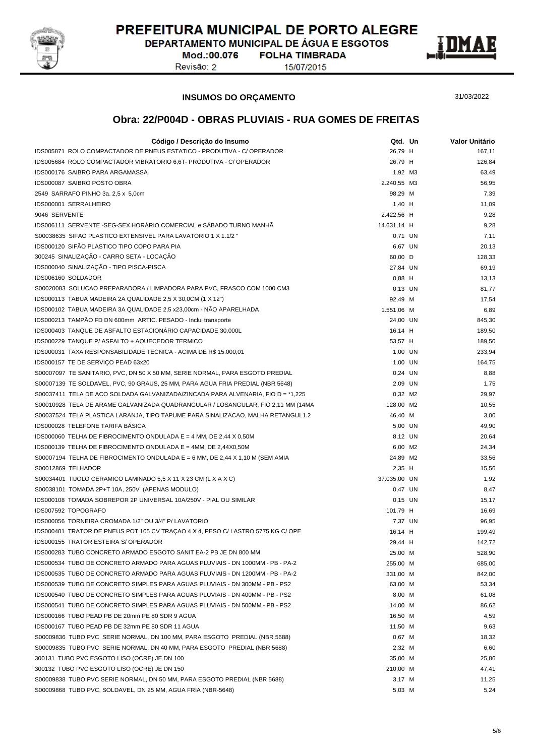PREFEITURA MUNICIPAL DE PORTO ALEGRE
DEPARTAMENTO MUNICIPAL DE ÁGUA E ESGOTOS
Mod.:00.076 FOLHA TIMBRADA
Revisão: 2 15/07/2015

**INSUMOS DO ORÇAMENTO** 31/03/2022

## Obra: 22/P004D - OBRAS PLUVIAIS - RUA GOMES DE FREITAS

| Código / Descrição do Insumo | Qtd. | Un | Valor Unitário |
|---|---|---|---|
| IDS005871 ROLO COMPACTADOR DE PNEUS ESTATICO - PRODUTIVA - C/ OPERADOR | 26,79 | H | 167,11 |
| IDS005684 ROLO COMPACTADOR VIBRATORIO 6,6T- PRODUTIVA - C/ OPERADOR | 26,79 | H | 126,84 |
| IDS000176 SAIBRO PARA ARGAMASSA | 1,92 | M3 | 63,49 |
| IDS000087 SAIBRO POSTO OBRA | 2.240,55 | M3 | 56,95 |
| 2549 SARRAFO PINHO 3a. 2,5 x 5,0cm | 98,29 | M | 7,39 |
| IDS000001 SERRALHEIRO | 1,40 | H | 11,09 |
| 9046 SERVENTE | 2.422,56 | H | 9,28 |
| IDS006111 SERVENTE -SEG-SEX HORÁRIO COMERCIAL e SÁBADO TURNO MANHÃ | 14.631,14 | H | 9,28 |
| S00038635 SIFAO PLASTICO EXTENSIVEL PARA LAVATORIO 1 X 1.1/2 " | 0,71 | UN | 7,11 |
| IDS000120 SIFÃO PLASTICO TIPO COPO PARA PIA | 6,67 | UN | 20,13 |
| 300245 SINALIZAÇÃO - CARRO SETA - LOCAÇÃO | 60,00 | D | 128,33 |
| IDS000040 SINALIZAÇÃO - TIPO PISCA-PISCA | 27,84 | UN | 69,19 |
| IDS006160 SOLDADOR | 0,88 | H | 13,13 |
| S00020083 SOLUCAO PREPARADORA / LIMPADORA PARA PVC, FRASCO COM 1000 CM3 | 0,13 | UN | 81,77 |
| IDS000113 TABUA MADEIRA 2A QUALIDADE 2,5 X 30,0CM (1 X 12") | 92,49 | M | 17,54 |
| IDS000102 TABUA MADEIRA 3A QUALIDADE 2,5 x23,00cm - NÃO APARELHADA | 1.551,06 | M | 6,89 |
| IDS000213 TAMPÃO FD DN 600mm ARTIC. PESADO - Inclui transporte | 24,00 | UN | 845,30 |
| IDS000403 TANQUE DE ASFALTO ESTACIONÁRIO CAPACIDADE 30.000L | 16,14 | H | 189,50 |
| IDS000229 TANQUE P/ ASFALTO + AQUECEDOR TERMICO | 53,57 | H | 189,50 |
| IDS000031 TAXA RESPONSABILIDADE TECNICA - ACIMA DE R$ 15.000,01 | 1,00 | UN | 233,94 |
| IDS000157 TE DE SERVIÇO PEAD 63x20 | 1,00 | UN | 164,75 |
| S00007097 TE SANITARIO, PVC, DN 50 X 50 MM, SERIE NORMAL, PARA ESGOTO PREDIAL | 0,24 | UN | 8,88 |
| S00007139 TE SOLDAVEL, PVC, 90 GRAUS, 25 MM, PARA AGUA FRIA PREDIAL (NBR 5648) | 2,09 | UN | 1,75 |
| S00037411 TELA DE ACO SOLDADA GALVANIZADA/ZINCADA PARA ALVENARIA, FIO D = *1,225 | 0,32 | M2 | 29,97 |
| S00010928 TELA DE ARAME GALVANIZADA QUADRANGULAR / LOSANGULAR, FIO 2,11 MM (14MA | 128,00 | M2 | 10,55 |
| S00037524 TELA PLASTICA LARANJA, TIPO TAPUME PARA SINALIZACAO, MALHA RETANGUL1.2 | 46,40 | M | 3,00 |
| IDS000028 TELEFONE TARIFA BÁSICA | 5,00 | UN | 49,90 |
| IDS000060 TELHA DE FIBROCIMENTO ONDULADA E = 4 MM, DE 2,44 X 0,50M | 8,12 | UN | 20,64 |
| IDS000139 TELHA DE FIBROCIMENTO ONDULADA E = 4MM, DE 2,44X0,50M | 6,00 | M2 | 24,34 |
| S00007194 TELHA DE FIBROCIMENTO ONDULADA E = 6 MM, DE 2,44 X 1,10 M (SEM AMIA | 24,89 | M2 | 33,56 |
| S00012869 TELHADOR | 2,35 | H | 15,56 |
| S00034401 TIJOLO CERAMICO LAMINADO 5,5 X 11 X 23 CM (L X A X C) | 37.035,00 | UN | 1,92 |
| S00038101 TOMADA 2P+T 10A, 250V (APENAS MODULO) | 0,47 | UN | 8,47 |
| IDS000108 TOMADA SOBREPOR 2P UNIVERSAL 10A/250V - PIAL OU SIMILAR | 0,15 | UN | 15,17 |
| IDS007592 TOPOGRAFO | 101,79 | H | 16,69 |
| IDS000056 TORNEIRA CROMADA 1/2" OU 3/4" P/ LAVATORIO | 7,37 | UN | 96,95 |
| IDS000401 TRATOR DE PNEUS POT 105 CV TRAÇAO 4 X 4, PESO C/ LASTRO 5775 KG C/ OPE | 16,14 | H | 199,49 |
| IDS000155 TRATOR ESTEIRA S/ OPERADOR | 29,44 | H | 142,72 |
| IDS000283 TUBO CONCRETO ARMADO ESGOTO SANIT EA-2 PB JE DN 800 MM | 25,00 | M | 528,90 |
| IDS000534 TUBO DE CONCRETO ARMADO PARA AGUAS PLUVIAIS - DN 1000MM - PB - PA-2 | 255,00 | M | 685,00 |
| IDS000535 TUBO DE CONCRETO ARMADO PARA AGUAS PLUVIAIS - DN 1200MM - PB - PA-2 | 331,00 | M | 842,00 |
| IDS000539 TUBO DE CONCRETO SIMPLES PARA AGUAS PLUVIAIS - DN 300MM - PB - PS2 | 63,00 | M | 53,34 |
| IDS000540 TUBO DE CONCRETO SIMPLES PARA AGUAS PLUVIAIS - DN 400MM - PB - PS2 | 8,00 | M | 61,08 |
| IDS000541 TUBO DE CONCRETO SIMPLES PARA AGUAS PLUVIAIS - DN 500MM - PB - PS2 | 14,00 | M | 86,62 |
| IDS000166 TUBO PEAD PB DE 20mm PE 80 SDR 9 AGUA | 16,50 | M | 4,59 |
| IDS000167 TUBO PEAD PB DE 32mm PE 80 SDR 11 AGUA | 11,50 | M | 9,63 |
| S00009836 TUBO PVC SERIE NORMAL, DN 100 MM, PARA ESGOTO PREDIAL (NBR 5688) | 0,67 | M | 18,32 |
| S00009835 TUBO PVC SERIE NORMAL, DN 40 MM, PARA ESGOTO PREDIAL (NBR 5688) | 2,32 | M | 6,60 |
| 300131 TUBO PVC ESGOTO LISO (OCRE) JE DN 100 | 35,00 | M | 25,86 |
| 300132 TUBO PVC ESGOTO LISO (OCRE) JE DN 150 | 210,00 | M | 47,41 |
| S00009838 TUBO PVC SERIE NORMAL, DN 50 MM, PARA ESGOTO PREDIAL (NBR 5688) | 3,17 | M | 11,25 |
| S00009868 TUBO PVC, SOLDAVEL, DN 25 MM, AGUA FRIA (NBR-5648) | 5,03 | M | 5,24 |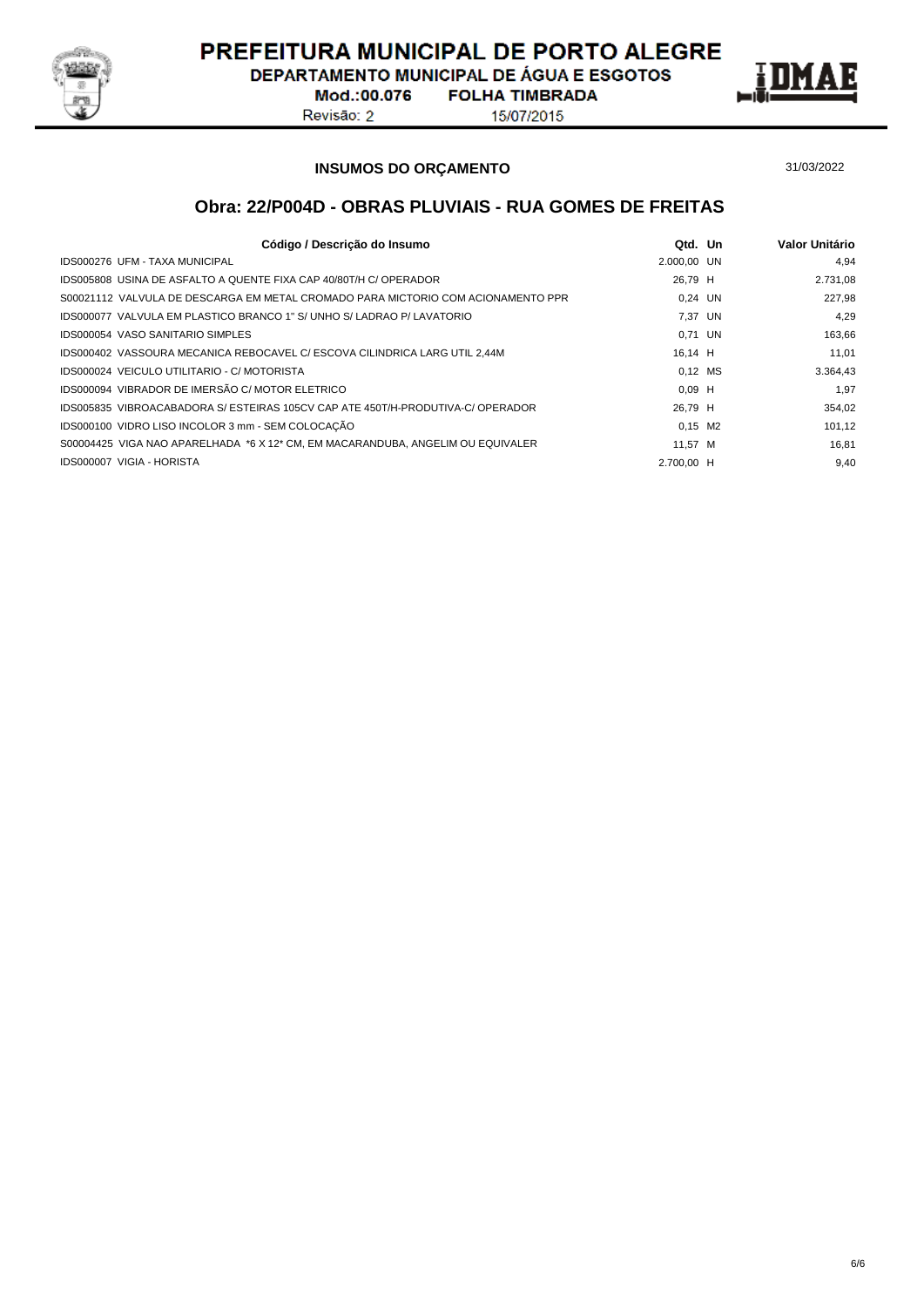PREFEITURA MUNICIPAL DE PORTO ALEGRE
DEPARTAMENTO MUNICIPAL DE ÁGUA E ESGOTOS
Mod.:00.076 FOLHA TIMBRADA
Revisão: 2 15/07/2015

DMAE

**INSUMOS DO ORÇAMENTO** 31/03/2022

## Obra: 22/P004D - OBRAS PLUVIAIS - RUA GOMES DE FREITAS

| Código / Descrição do Insumo | Qtd. | Un | Valor Unitário |
|---|---|---|---|
| IDS000276 UFM - TAXA MUNICIPAL | 2.000,00 | UN | 4,94 |
| IDS005808 USINA DE ASFALTO A QUENTE FIXA CAP 40/80T/H C/ OPERADOR | 26,79 | H | 2.731,08 |
| S00021112 VALVULA DE DESCARGA EM METAL CROMADO PARA MICTORIO COM ACIONAMENTO PPR | 0,24 | UN | 227,98 |
| IDS000077 VALVULA EM PLASTICO BRANCO 1" S/ UNHO S/ LADRAO P/ LAVATORIO | 7,37 | UN | 4,29 |
| IDS000054 VASO SANITARIO SIMPLES | 0,71 | UN | 163,66 |
| IDS000402 VASSOURA MECANICA REBOCAVEL C/ ESCOVA CILINDRICA LARG UTIL 2,44M | 16,14 | H | 11,01 |
| IDS000024 VEICULO UTILITARIO - C/ MOTORISTA | 0,12 | MS | 3.364,43 |
| IDS000094 VIBRADOR DE IMERSÃO C/ MOTOR ELETRICO | 0,09 | H | 1,97 |
| IDS005835 VIBROACABADORA S/ ESTEIRAS 105CV CAP ATE 450T/H-PRODUTIVA-C/ OPERADOR | 26,79 | H | 354,02 |
| IDS000100 VIDRO LISO INCOLOR 3 mm - SEM COLOCAÇÃO | 0,15 | M2 | 101,12 |
| S00004425 VIGA NAO APARELHADA *6 X 12* CM, EM MACARANDUBA, ANGELIM OU EQUIVALER | 11,57 | M | 16,81 |
| IDS000007 VIGIA - HORISTA | 2.700,00 | H | 9,40 |